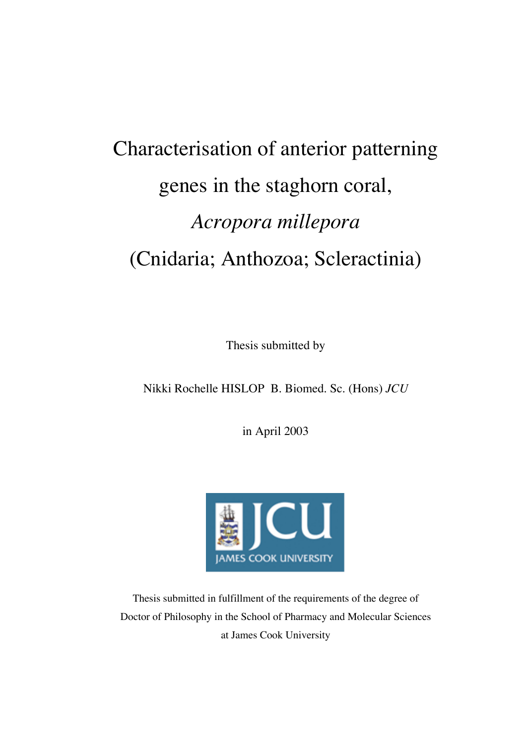# Characterisation of anterior patterning genes in the staghorn coral, *Acropora millepora* (Cnidaria; Anthozoa; Scleractinia)

Thesis submitted by

Nikki Rochelle HISLOP B. Biomed. Sc. (Hons) *JCU*

in April 2003

JCU JAMES COOK UNIVERSITY

Thesis submitted in fulfillment of the requirements of the degree of Doctor of Philosophy in the School of Pharmacy and Molecular Sciences at James Cook University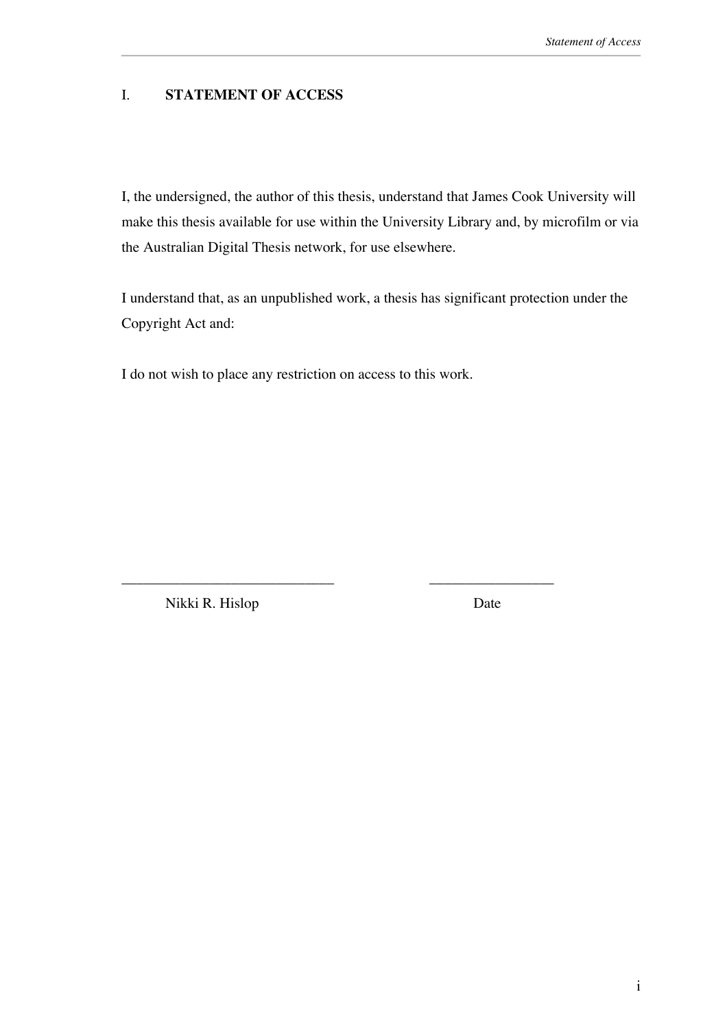# I. STATEMENT OF ACCESS

I, the undersigned, the author of this thesis, understand that James Cook University will make this thesis available for use within the University Library and, by microfilm or via the Australian Digital Thesis network, for use elsewhere.

I understand that, as an unpublished work, a thesis has significant protection under the Copyright Act and:

I do not wish to place any restriction on access to this work.

_____________________________ _________________

Nikki R. Hislop Date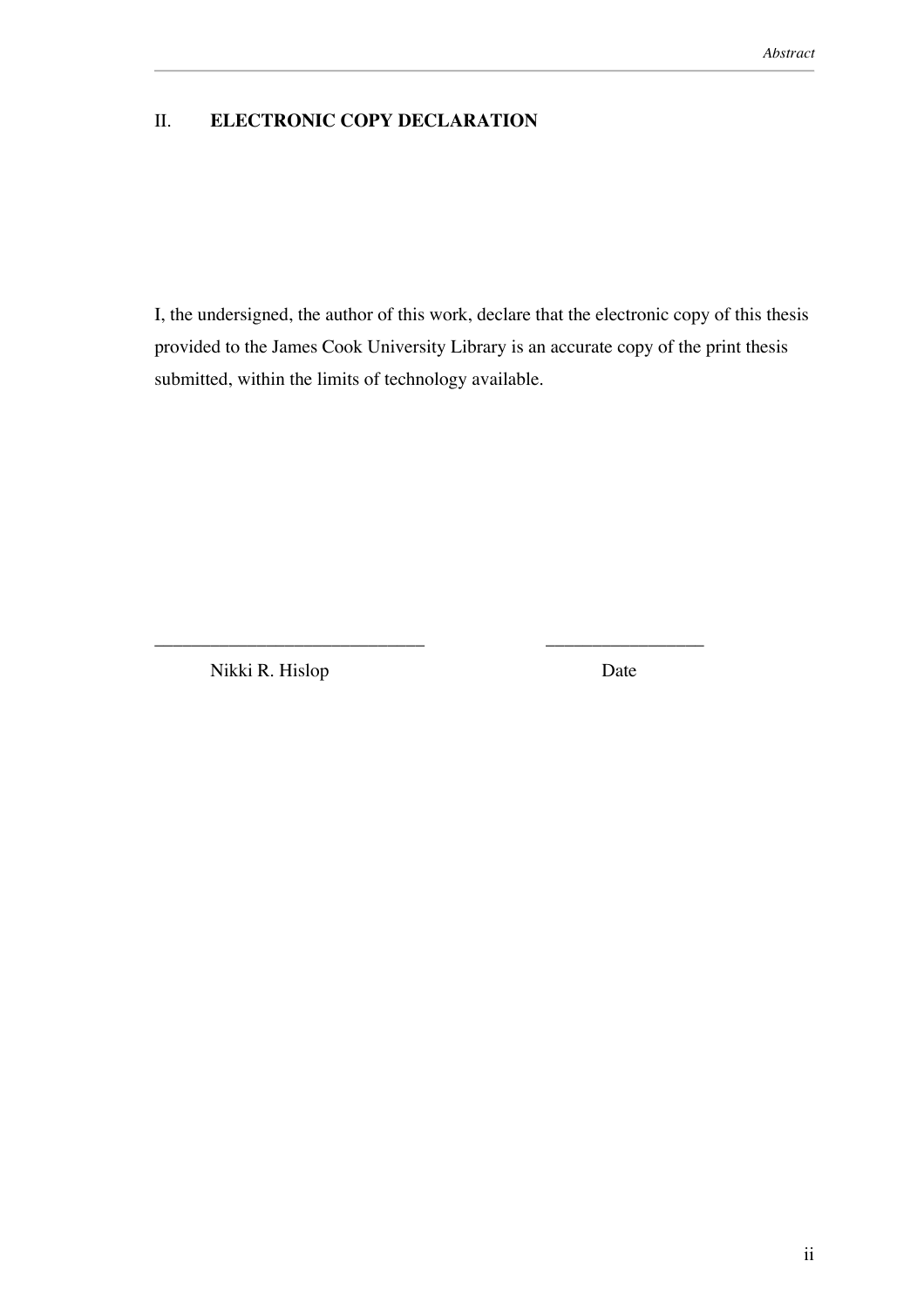## II. ELECTRONIC COPY DECLARATION

I, the undersigned, the author of this work, declare that the electronic copy of this thesis provided to the James Cook University Library is an accurate copy of the print thesis submitted, within the limits of technology available.

\_\_\_\_\_\_\_\_\_\_\_\_\_\_\_\_\_\_\_\_\_\_\_\_\_\_\_\_\_\_ \_\_\_\_\_\_\_\_\_\_\_\_\_\_\_\_\_\_

Nikki R. Hislop Date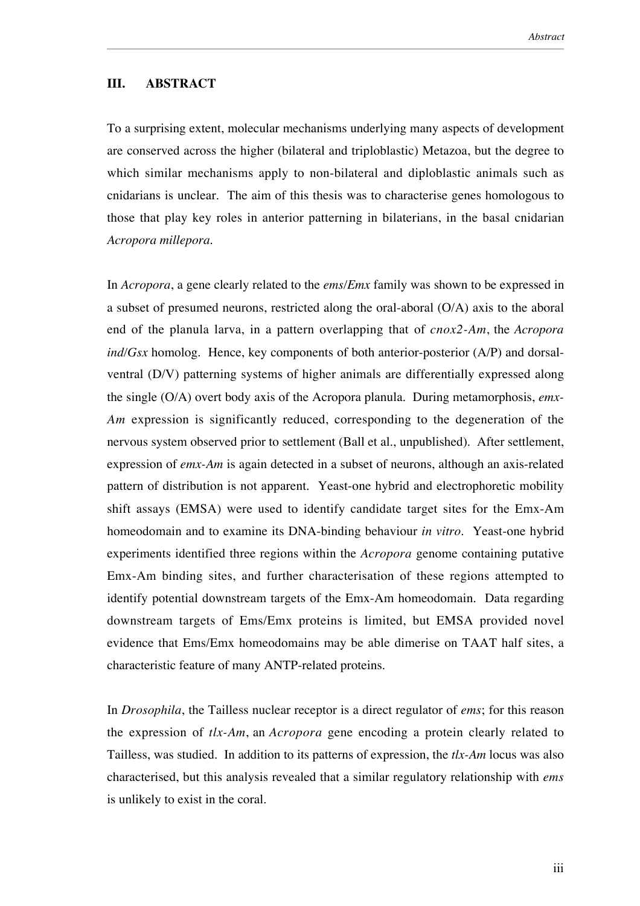## III. ABSTRACT

To a surprising extent, molecular mechanisms underlying many aspects of development are conserved across the higher (bilateral and triploblastic) Metazoa, but the degree to which similar mechanisms apply to non-bilateral and diploblastic animals such as cnidarians is unclear. The aim of this thesis was to characterise genes homologous to those that play key roles in anterior patterning in bilaterians, in the basal cnidarian *Acropora millepora.*

In *Acropora*, a gene clearly related to the *ems*/*Emx* family was shown to be expressed in a subset of presumed neurons, restricted along the oral-aboral (O/A) axis to the aboral end of the planula larva, in a pattern overlapping that of *cnox2-Am*, the *Acropora ind*/*Gsx* homolog. Hence, key components of both anterior-posterior (A/P) and dorsal-ventral (D/V) patterning systems of higher animals are differentially expressed along the single (O/A) overt body axis of the Acropora planula. During metamorphosis, *emx-Am* expression is significantly reduced, corresponding to the degeneration of the nervous system observed prior to settlement (Ball et al., unpublished). After settlement, expression of *emx-Am* is again detected in a subset of neurons, although an axis-related pattern of distribution is not apparent. Yeast-one hybrid and electrophoretic mobility shift assays (EMSA) were used to identify candidate target sites for the Emx-Am homeodomain and to examine its DNA-binding behaviour *in vitro*. Yeast-one hybrid experiments identified three regions within the *Acropora* genome containing putative Emx-Am binding sites, and further characterisation of these regions attempted to identify potential downstream targets of the Emx-Am homeodomain. Data regarding downstream targets of Ems/Emx proteins is limited, but EMSA provided novel evidence that Ems/Emx homeodomains may be able dimerise on TAAT half sites, a characteristic feature of many ANTP-related proteins.

In *Drosophila*, the Tailless nuclear receptor is a direct regulator of *ems*; for this reason the expression of *tlx-Am*, an *Acropora* gene encoding a protein clearly related to Tailless, was studied. In addition to its patterns of expression, the *tlx-Am* locus was also characterised, but this analysis revealed that a similar regulatory relationship with *ems* is unlikely to exist in the coral.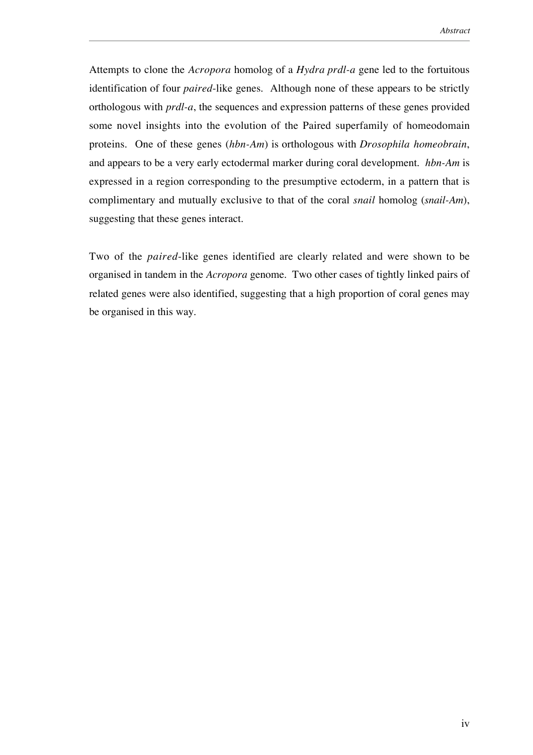Attempts to clone the *Acropora* homolog of a *Hydra prdl-a* gene led to the fortuitous identification of four *paired*-like genes. Although none of these appears to be strictly orthologous with *prdl-a*, the sequences and expression patterns of these genes provided some novel insights into the evolution of the Paired superfamily of homeodomain proteins. One of these genes (*hbn-Am*) is orthologous with *Drosophila homeobrain*, and appears to be a very early ectodermal marker during coral development. *hbn-Am* is expressed in a region corresponding to the presumptive ectoderm, in a pattern that is complimentary and mutually exclusive to that of the coral *snail* homolog (*snail-Am*), suggesting that these genes interact.

Two of the *paired*-like genes identified are clearly related and were shown to be organised in tandem in the *Acropora* genome. Two other cases of tightly linked pairs of related genes were also identified, suggesting that a high proportion of coral genes may be organised in this way.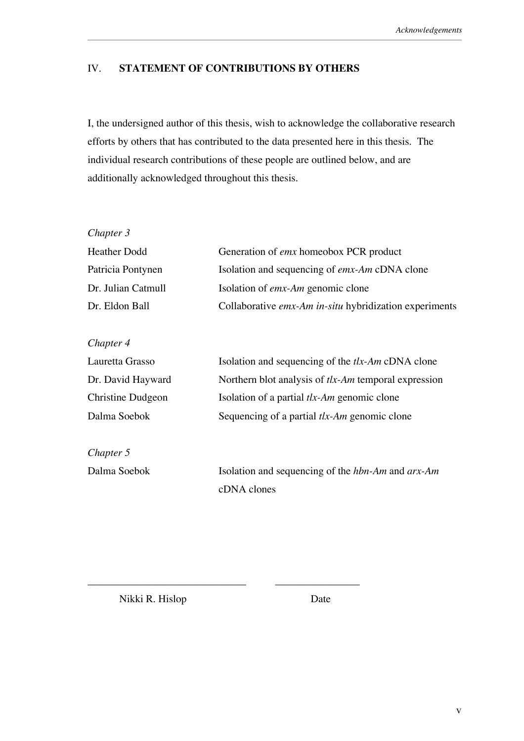## IV. STATEMENT OF CONTRIBUTIONS BY OTHERS

I, the undersigned author of this thesis, wish to acknowledge the collaborative research efforts by others that has contributed to the data presented here in this thesis. The individual research contributions of these people are outlined below, and are additionally acknowledged throughout this thesis.

*Chapter 3*

| | |
|---|---|
| Heather Dodd | Generation of *emx* homeobox PCR product |
| Patricia Pontynen | Isolation and sequencing of *emx-Am* cDNA clone |
| Dr. Julian Catmull | Isolation of *emx-Am* genomic clone |
| Dr. Eldon Ball | Collaborative *emx-Am in-situ* hybridization experiments |

*Chapter 4*

| | |
|---|---|
| Lauretta Grasso | Isolation and sequencing of the *tlx-Am* cDNA clone |
| Dr. David Hayward | Northern blot analysis of *tlx-Am* temporal expression |
| Christine Dudgeon | Isolation of a partial *tlx-Am* genomic clone |
| Dalma Soebok | Sequencing of a partial *tlx-Am* genomic clone |

*Chapter 5*

| | |
|---|---|
| Dalma Soebok | Isolation and sequencing of the *hbn-Am* and *arx-Am* cDNA clones |

______________________________ ________________

Nikki R. Hislop Date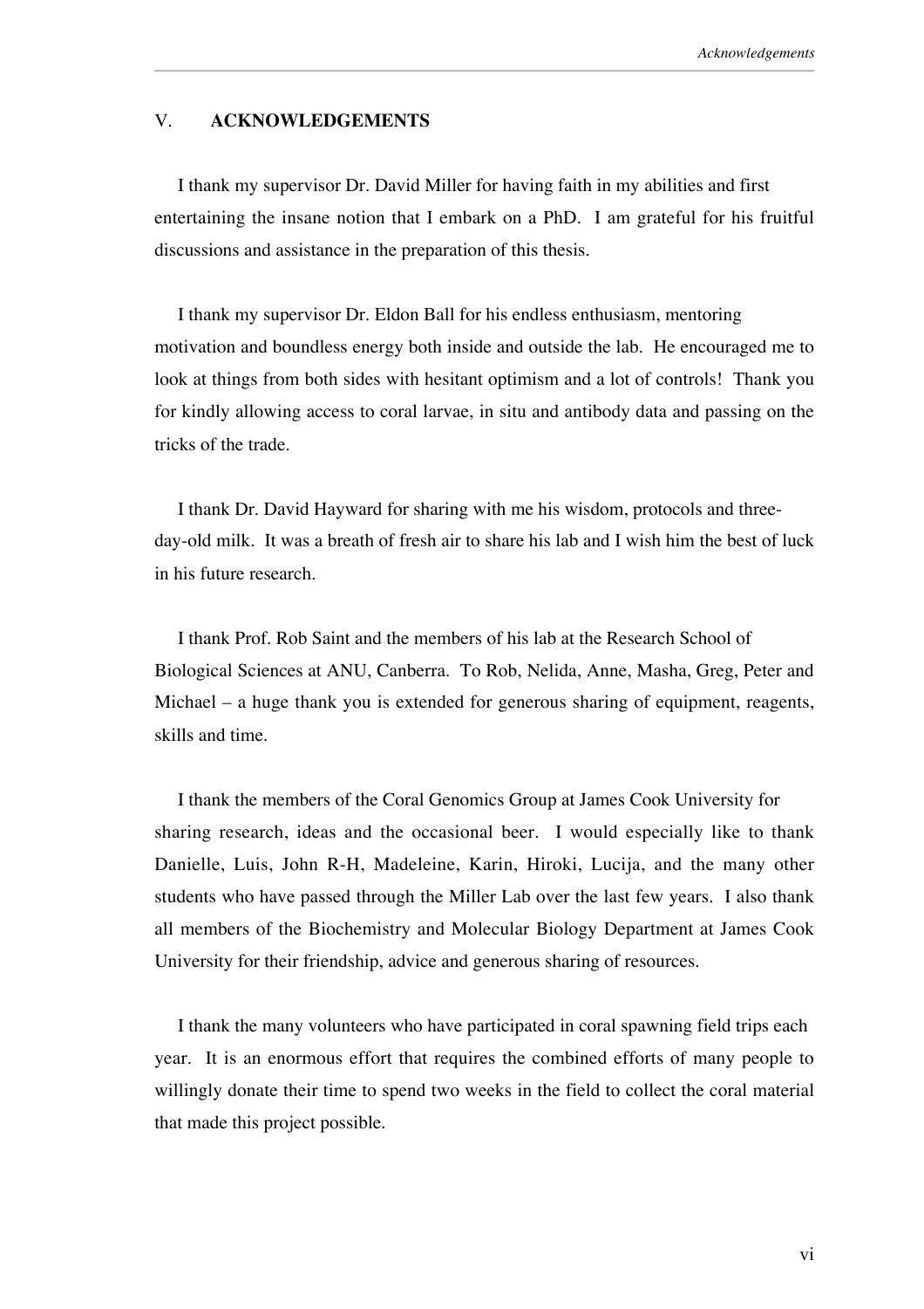## V. ACKNOWLEDGEMENTS

I thank my supervisor Dr. David Miller for having faith in my abilities and first entertaining the insane notion that I embark on a PhD. I am grateful for his fruitful discussions and assistance in the preparation of this thesis.

I thank my supervisor Dr. Eldon Ball for his endless enthusiasm, mentoring motivation and boundless energy both inside and outside the lab. He encouraged me to look at things from both sides with hesitant optimism and a lot of controls! Thank you for kindly allowing access to coral larvae, in situ and antibody data and passing on the tricks of the trade.

I thank Dr. David Hayward for sharing with me his wisdom, protocols and three-day-old milk. It was a breath of fresh air to share his lab and I wish him the best of luck in his future research.

I thank Prof. Rob Saint and the members of his lab at the Research School of Biological Sciences at ANU, Canberra. To Rob, Nelida, Anne, Masha, Greg, Peter and Michael – a huge thank you is extended for generous sharing of equipment, reagents, skills and time.

I thank the members of the Coral Genomics Group at James Cook University for sharing research, ideas and the occasional beer. I would especially like to thank Danielle, Luis, John R-H, Madeleine, Karin, Hiroki, Lucija, and the many other students who have passed through the Miller Lab over the last few years. I also thank all members of the Biochemistry and Molecular Biology Department at James Cook University for their friendship, advice and generous sharing of resources.

I thank the many volunteers who have participated in coral spawning field trips each year. It is an enormous effort that requires the combined efforts of many people to willingly donate their time to spend two weeks in the field to collect the coral material that made this project possible.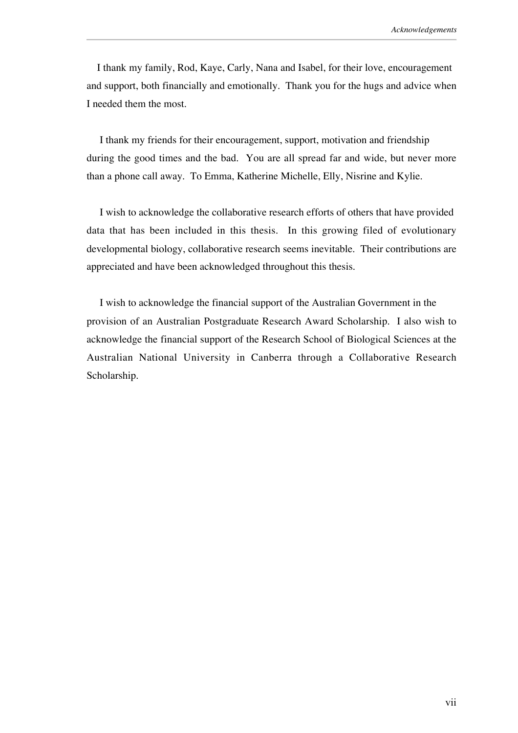I thank my family, Rod, Kaye, Carly, Nana and Isabel, for their love, encouragement and support, both financially and emotionally. Thank you for the hugs and advice when I needed them the most.

I thank my friends for their encouragement, support, motivation and friendship during the good times and the bad. You are all spread far and wide, but never more than a phone call away. To Emma, Katherine Michelle, Elly, Nisrine and Kylie.

I wish to acknowledge the collaborative research efforts of others that have provided data that has been included in this thesis. In this growing filed of evolutionary developmental biology, collaborative research seems inevitable. Their contributions are appreciated and have been acknowledged throughout this thesis.

I wish to acknowledge the financial support of the Australian Government in the provision of an Australian Postgraduate Research Award Scholarship. I also wish to acknowledge the financial support of the Research School of Biological Sciences at the Australian National University in Canberra through a Collaborative Research Scholarship.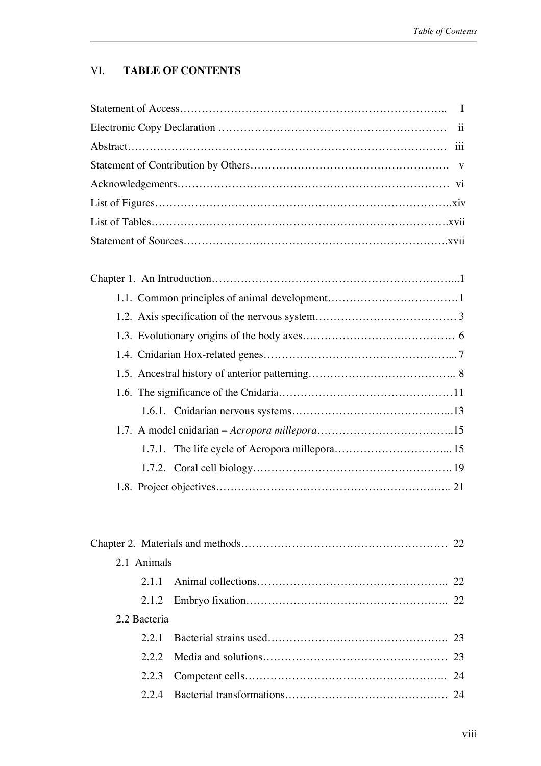## VI. TABLE OF CONTENTS

Statement of Access………………………………………………………………. I

Electronic Copy Declaration ……………………………………………………… ii

Abstract……………………………………………………………………………. iii

Statement of Contribution by Others……………………………………………. v

Acknowledgements………………………………………………………………… vi

List of Figures………………………………………………………………………xiv

List of Tables……………………………………………………………………….xvii

Statement of Sources……………………………………………………………….xvii

Chapter 1. An Introduction………………………………………………………...1

- 1.1. Common principles of animal development………………………………1
- 1.2. Axis specification of the nervous system………………………………… 3
- 1.3. Evolutionary origins of the body axes…………………………………… 6
- 1.4. Cnidarian Hox-related genes……………………………………………... 7
- 1.5. Ancestral history of anterior patterning………………………………….. 8
- 1.6. The significance of the Cnidaria…………………………………………11
  - 1.6.1. Cnidarian nervous systems…………………………………….....13
- 1.7. A model cnidarian – *Acropora millepora*………………………………..15
  - 1.7.1. The life cycle of Acropora millepora………………………….... 15
  - 1.7.2. Coral cell biology………………………………………………. 19
- 1.8. Project objectives……………………………………………………….. 21

Chapter 2. Materials and methods……………………………………………… 22

- 2.1 Animals
  - 2.1.1 Animal collections…………………………………………….. 22
  - 2.1.2 Embryo fixation……………………………………………….. 22
- 2.2 Bacteria
  - 2.2.1 Bacterial strains used………………………………………….. 23
  - 2.2.2 Media and solutions…………………………………………… 23
  - 2.2.3 Competent cells……………………………………………….. 24
  - 2.2.4 Bacterial transformations……………………………………… 24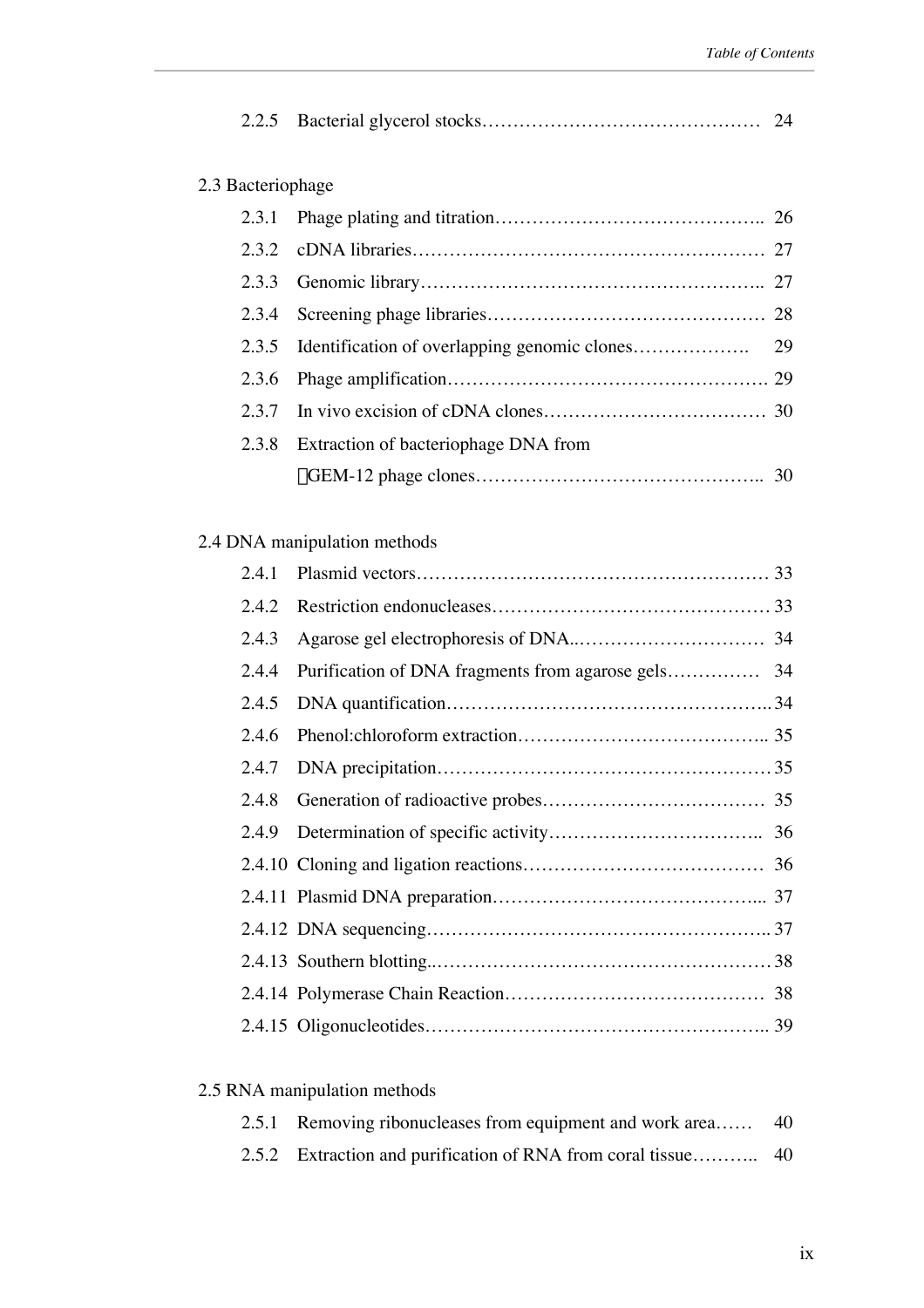2.2.5 Bacterial glycerol stocks……………………………………… 24

2.3 Bacteriophage

2.3.1 Phage plating and titration…………………………………….. 26

2.3.2 cDNA libraries………………………………………………… 27

2.3.3 Genomic library……………………………………………….. 27

2.3.4 Screening phage libraries……………………………………… 28

2.3.5 Identification of overlapping genomic clones………………. 29

2.3.6 Phage amplification……………………………………………. 29

2.3.7 In vivo excision of cDNA clones……………………………… 30

2.3.8 Extraction of bacteriophage DNA from λGEM-12 phage clones……………………………………….. 30

2.4 DNA manipulation methods

2.4.1 Plasmid vectors………………………………………………… 33

2.4.2 Restriction endonucleases……………………………………… 33

2.4.3 Agarose gel electrophoresis of DNA..………………………… 34

2.4.4 Purification of DNA fragments from agarose gels…………… 34

2.4.5 DNA quantification…………………………………………….. 34

2.4.6 Phenol:chloroform extraction………………………………….. 35

2.4.7 DNA precipitation……………………………………………… 35

2.4.8 Generation of radioactive probes……………………………… 35

2.4.9 Determination of specific activity…………………………….. 36

2.4.10 Cloning and ligation reactions………………………………… 36

2.4.11 Plasmid DNA preparation…………………………………….... 37

2.4.12 DNA sequencing……………………………………………….. 37

2.4.13 Southern blotting..……………………………………………… 38

2.4.14 Polymerase Chain Reaction…………………………………… 38

2.4.15 Oligonucleotides……………………………………………….. 39

2.5 RNA manipulation methods

2.5.1 Removing ribonucleases from equipment and work area…… 40

2.5.2 Extraction and purification of RNA from coral tissue……….. 40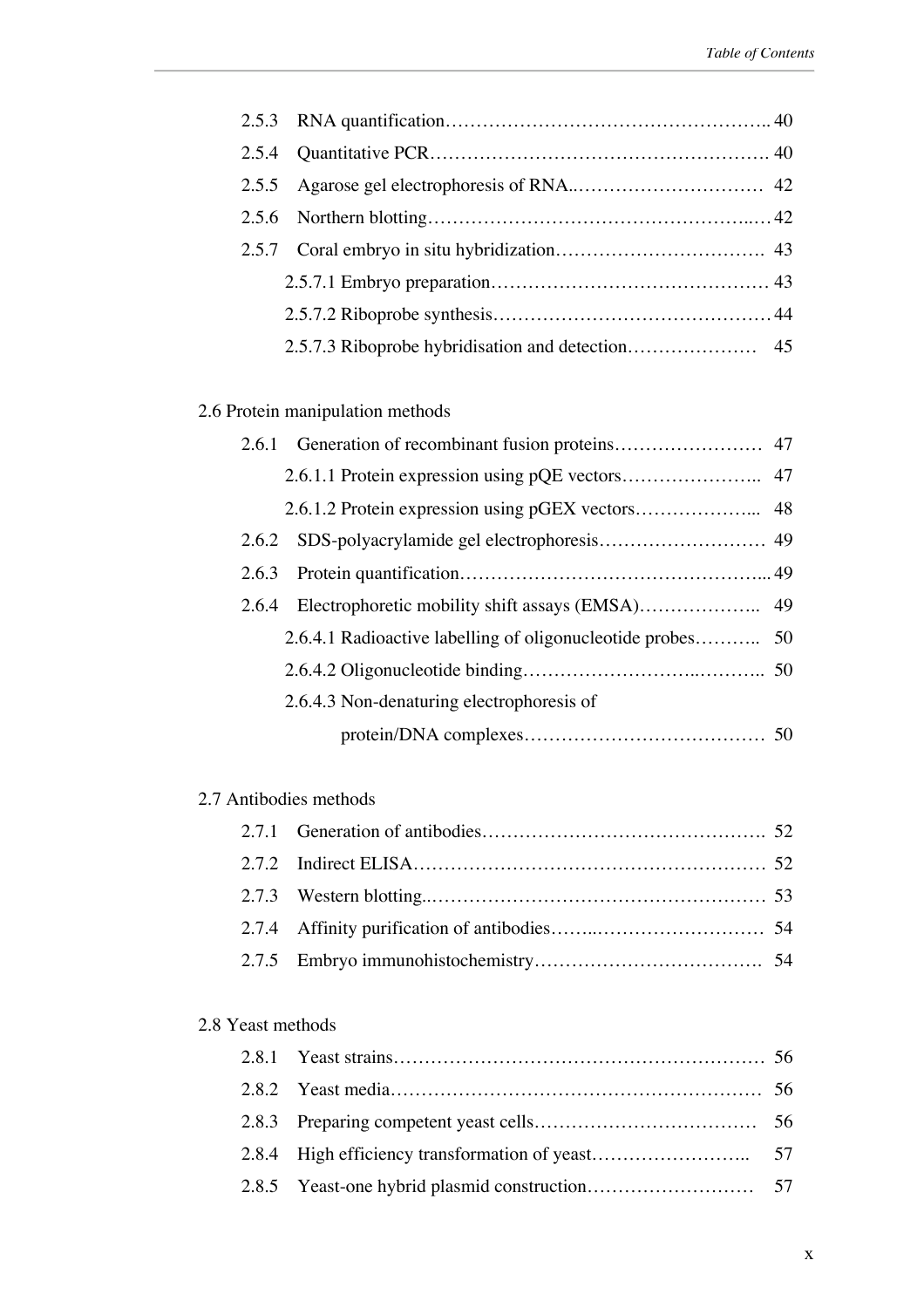2.5.3 RNA quantification........................................................ 40

2.5.4 Quantitative PCR........................................................ 40

2.5.5 Agarose gel electrophoresis of RNA........................................ 42

2.5.6 Northern blotting........................................................ 42

2.5.7 Coral embryo in situ hybridization........................................ 43

2.5.7.1 Embryo preparation........................................................ 43

2.5.7.2 Riboprobe synthesis........................................................ 44

2.5.7.3 Riboprobe hybridisation and detection........................................ 45

2.6 Protein manipulation methods

2.6.1 Generation of recombinant fusion proteins........................................ 47

2.6.1.1 Protein expression using pQE vectors........................................ 47

2.6.1.2 Protein expression using pGEX vectors........................................ 48

2.6.2 SDS-polyacrylamide gel electrophoresis........................................ 49

2.6.3 Protein quantification........................................................ 49

2.6.4 Electrophoretic mobility shift assays (EMSA)........................................ 49

2.6.4.1 Radioactive labelling of oligonucleotide probes........................................ 50

2.6.4.2 Oligonucleotide binding........................................................ 50

2.6.4.3 Non-denaturing electrophoresis of protein/DNA complexes........................................ 50

2.7 Antibodies methods

2.7.1 Generation of antibodies........................................................ 52

2.7.2 Indirect ELISA........................................................ 52

2.7.3 Western blotting........................................................ 53

2.7.4 Affinity purification of antibodies........................................ 54

2.7.5 Embryo immunohistochemistry........................................ 54

2.8 Yeast methods

2.8.1 Yeast strains........................................................ 56

2.8.2 Yeast media........................................................ 56

2.8.3 Preparing competent yeast cells........................................ 56

2.8.4 High efficiency transformation of yeast........................................ 57

2.8.5 Yeast-one hybrid plasmid construction........................................ 57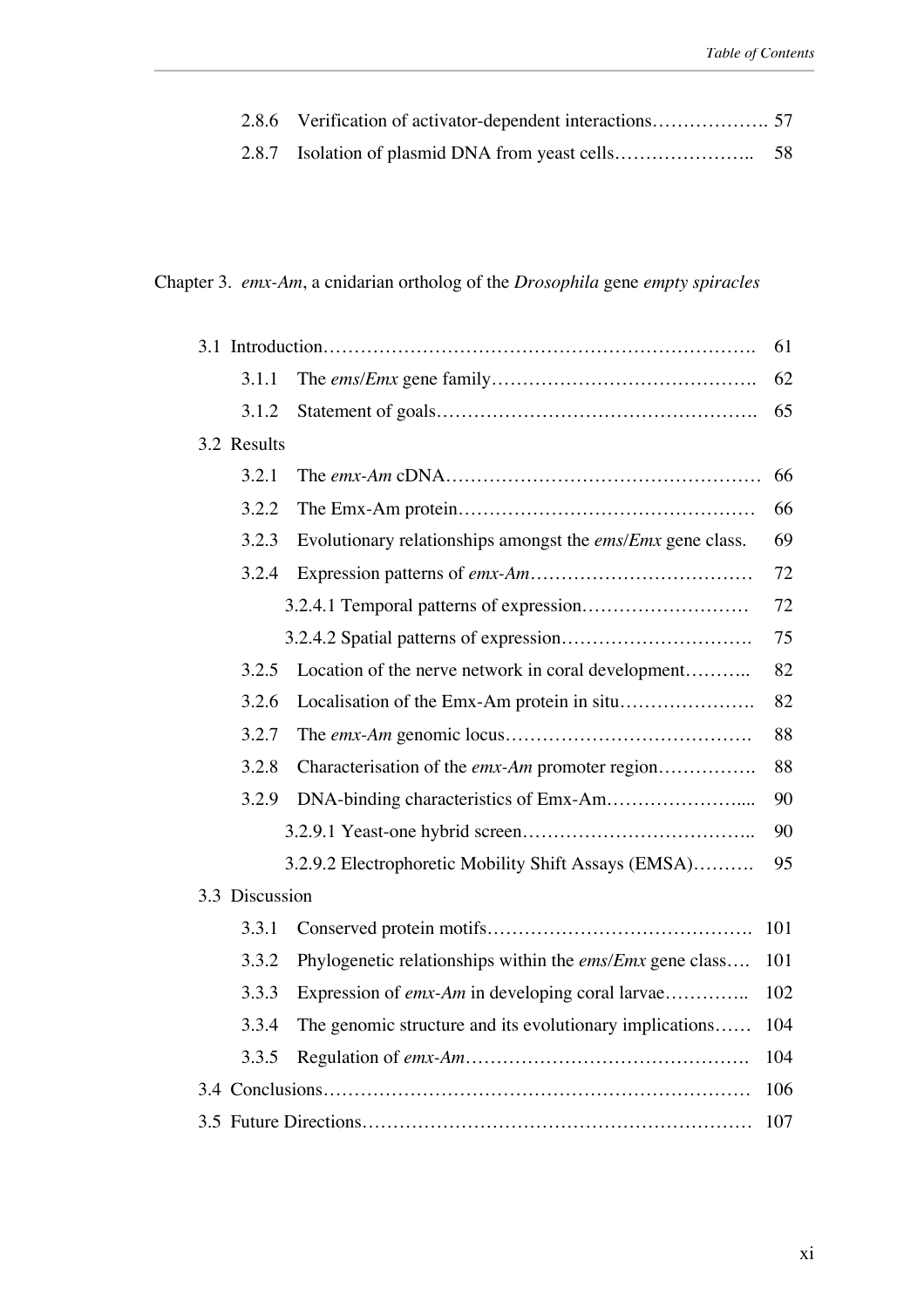2.8.6 Verification of activator-dependent interactions………………. 57

2.8.7 Isolation of plasmid DNA from yeast cells………………….. 58

Chapter 3. *emx-Am*, a cnidarian ortholog of the *Drosophila* gene *empty spiracles*

3.1 Introduction…………………………………………………………. 61

3.1.1 The *ems*/*Emx* gene family……………………………………. 62

3.1.2 Statement of goals……………………………………………. 65

3.2 Results

3.2.1 The *emx-Am* cDNA…………………………………………… 66

3.2.2 The Emx-Am protein………………………………………… 66

3.2.3 Evolutionary relationships amongst the *ems*/*Emx* gene class. 69

3.2.4 Expression patterns of *emx-Am*……………………………… 72

3.2.4.1 Temporal patterns of expression……………………… 72

3.2.4.2 Spatial patterns of expression…………………………. 75

3.2.5 Location of the nerve network in coral development……….. 82

3.2.6 Localisation of the Emx-Am protein in situ…………………. 82

3.2.7 The *emx-Am* genomic locus…………………………………. 88

3.2.8 Characterisation of the *emx-Am* promoter region……………. 88

3.2.9 DNA-binding characteristics of Emx-Am………………….... 90

3.2.9.1 Yeast-one hybrid screen……………………………….. 90

3.2.9.2 Electrophoretic Mobility Shift Assays (EMSA)………. 95

3.3 Discussion

3.3.1 Conserved protein motifs……………………………………. 101

3.3.2 Phylogenetic relationships within the *ems*/*Emx* gene class…. 101

3.3.3 Expression of *emx-Am* in developing coral larvae………….. 102

3.3.4 The genomic structure and its evolutionary implications…… 104

3.3.5 Regulation of *emx-Am*………………………………………. 104

3.4 Conclusions…………………………………………………………. 106

3.5 Future Directions……………………………………………………. 107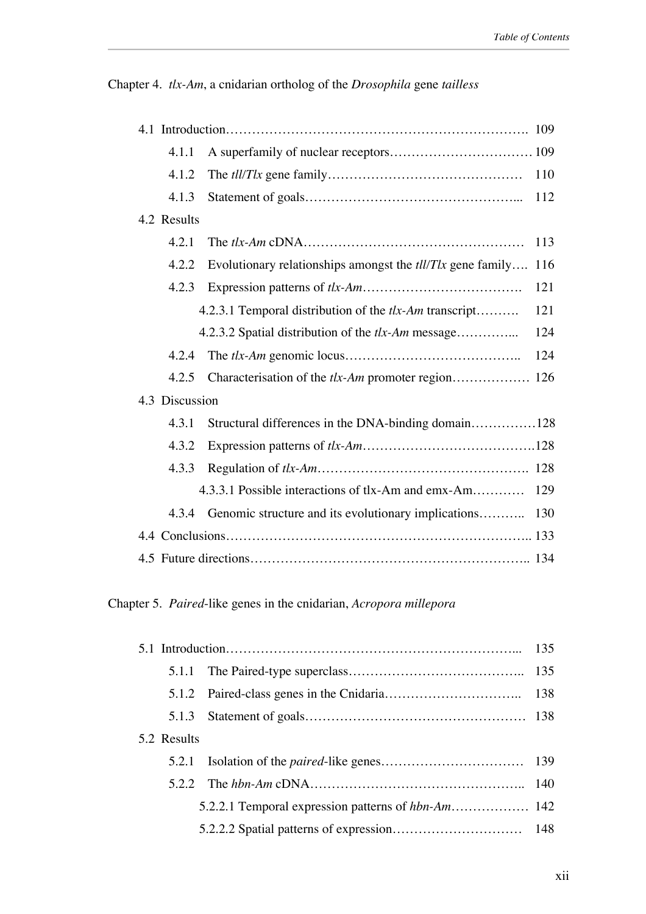Chapter 4. *tlx-Am*, a cnidarian ortholog of the *Drosophila* gene *tailless*

- 4.1 Introduction………………………………………………………………. 109
    - 4.1.1 A superfamily of nuclear receptors…………………………… 109
    - 4.1.2 The *tll*/*Tlx* gene family……………………………………… 110
    - 4.1.3 Statement of goals………………………………………….. 112
- 4.2 Results
    - 4.2.1 The *tlx-Am* cDNA…………………………………………… 113
    - 4.2.2 Evolutionary relationships amongst the *tll*/*Tlx* gene family…. 116
    - 4.2.3 Expression patterns of *tlx-Am*………………………………. 121
        - 4.2.3.1 Temporal distribution of the *tlx-Am* transcript………. 121
        - 4.2.3.2 Spatial distribution of the *tlx-Am* message…………... 124
    - 4.2.4 The *tlx-Am* genomic locus………………………………….. 124
    - 4.2.5 Characterisation of the *tlx-Am* promoter region……………… 126
- 4.3 Discussion
    - 4.3.1 Structural differences in the DNA-binding domain……………128
    - 4.3.2 Expression patterns of *tlx-Am*…………………………………128
    - 4.3.3 Regulation of *tlx-Am*………………………………………. 128
        - 4.3.3.1 Possible interactions of tlx-Am and emx-Am………… 129
    - 4.3.4 Genomic structure and its evolutionary implications……….. 130
- 4.4 Conclusions…………………………………………………………….. 133
- 4.5 Future directions……………………………………………………….. 134

Chapter 5. *Paired*-like genes in the cnidarian, *Acropora millepora*

- 5.1 Introduction…………………………………………………………... 135
    - 5.1.1 The Paired-type superclass………………………………….. 135
    - 5.1.2 Paired-class genes in the Cnidaria………………………….. 138
    - 5.1.3 Statement of goals…………………………………………… 138
- 5.2 Results
    - 5.2.1 Isolation of the *paired*-like genes…………………………… 139
    - 5.2.2 The *hbn-Am* cDNA………………………………………….. 140
        - 5.2.2.1 Temporal expression patterns of *hbn-Am*……………… 142
        - 5.2.2.2 Spatial patterns of expression………………………… 148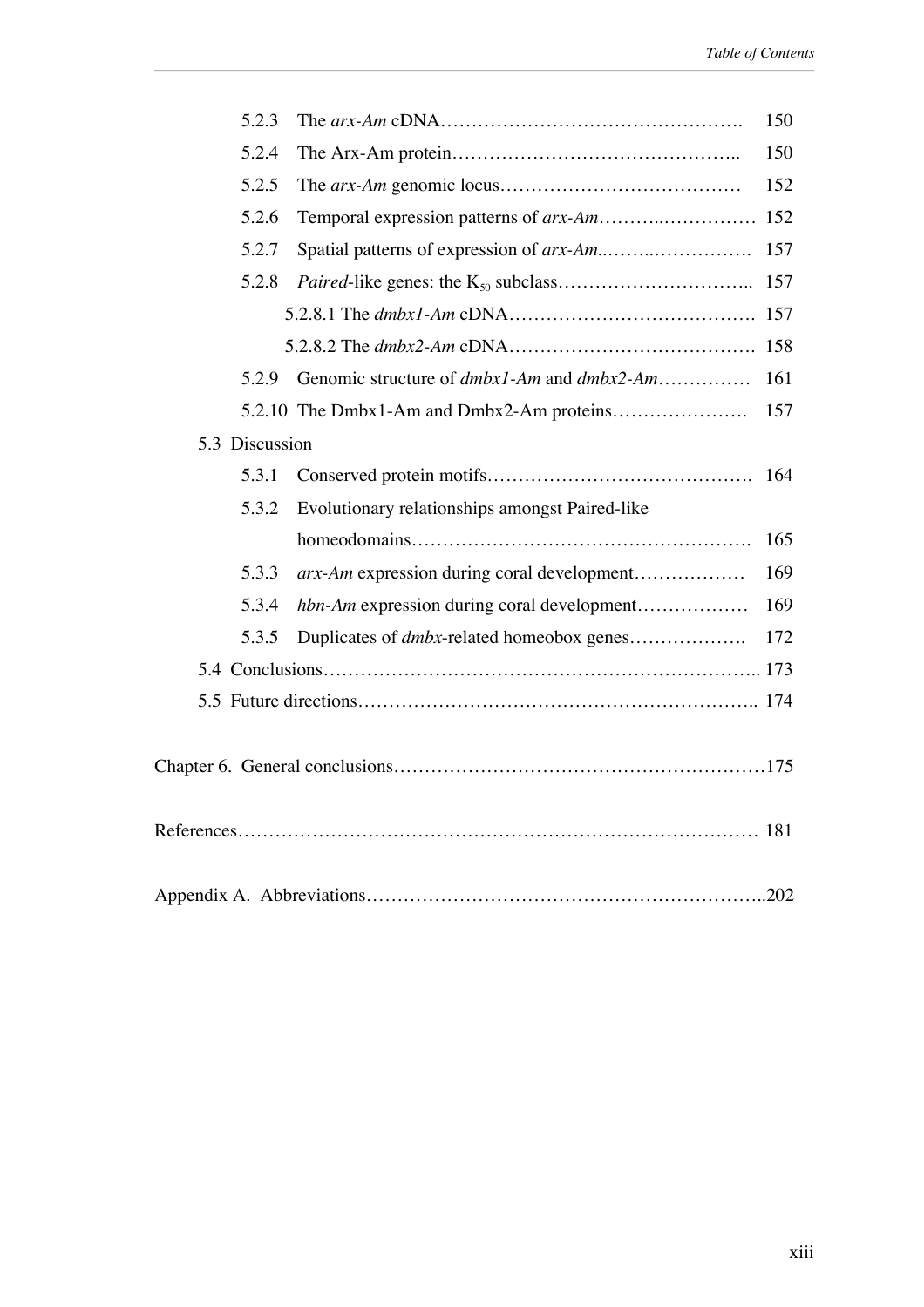5.2.3 The *arx-Am* cDNA………………………………………….. 150

5.2.4 The Arx-Am protein……………………………………….. 150

5.2.5 The *arx-Am* genomic locus………………………………… 152

5.2.6 Temporal expression patterns of *arx-Am*……….…………… 152

5.2.7 Spatial patterns of expression of *arx-Am*..……..……………. 157

5.2.8 *Paired*-like genes: the $K_{50}$ subclass………………………….. 157

5.2.8.1 The *dmbx1-Am* cDNA…………………………………. 157

5.2.8.2 The *dmbx2-Am* cDNA…………………………………. 158

5.2.9 Genomic structure of *dmbx1-Am* and *dmbx2-Am*…………… 161

5.2.10 The Dmbx1-Am and Dmbx2-Am proteins…………………. 157

5.3 Discussion

5.3.1 Conserved protein motifs……………………………………. 164

5.3.2 Evolutionary relationships amongst Paired-like homeodomains………………………………………………. 165

5.3.3 *arx-Am* expression during coral development……………… 169

5.3.4 *hbn-Am* expression during coral development……………… 169

5.3.5 Duplicates of *dmbx*-related homeobox genes………………. 172

5.4 Conclusions…………………………………………………………... 173

5.5 Future directions…………………………………………………….. 174

Chapter 6. General conclusions…………………………………………………175

References………………………………………………………………………… 181

Appendix A. Abbreviations……………………………………………………..202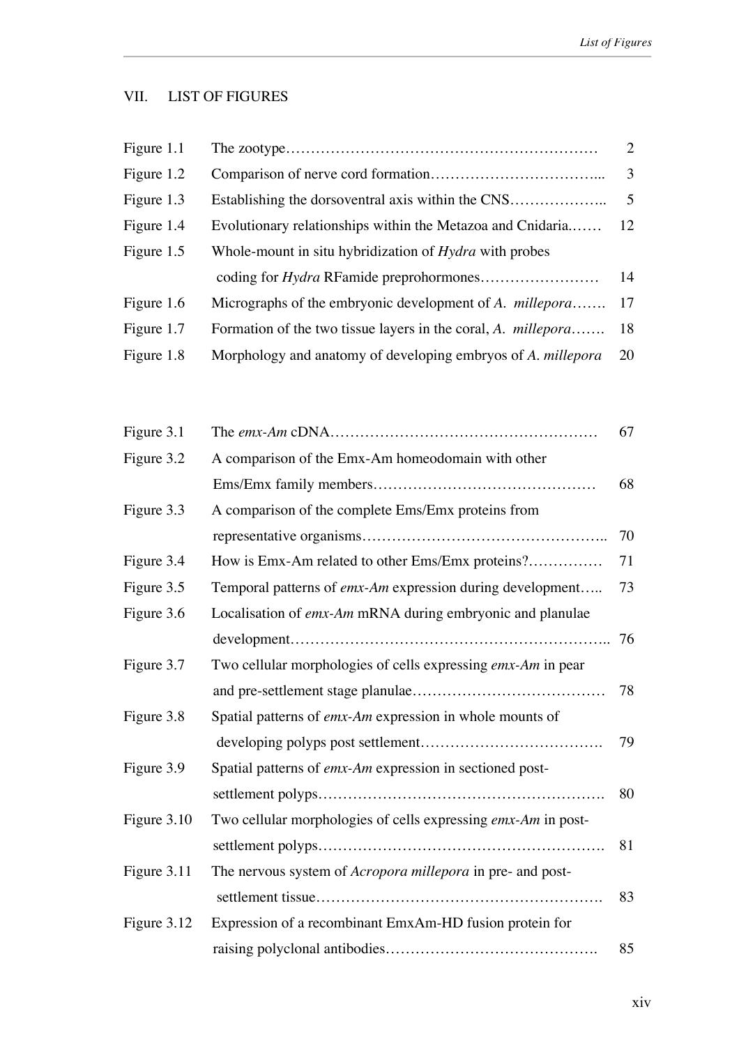## VII. LIST OF FIGURES

| | | |
|---|---|---|
| Figure 1.1 | The zootype | 2 |
| Figure 1.2 | Comparison of nerve cord formation | 3 |
| Figure 1.3 | Establishing the dorsoventral axis within the CNS | 5 |
| Figure 1.4 | Evolutionary relationships within the Metazoa and Cnidaria. | 12 |
| Figure 1.5 | Whole-mount in situ hybridization of *Hydra* with probes coding for *Hydra* RFamide preprohormones | 14 |
| Figure 1.6 | Micrographs of the embryonic development of *A. millepora* | 17 |
| Figure 1.7 | Formation of the two tissue layers in the coral, *A. millepora* | 18 |
| Figure 1.8 | Morphology and anatomy of developing embryos of *A. millepora* | 20 |

| | | |
|---|---|---|
| Figure 3.1 | The *emx-Am* cDNA | 67 |
| Figure 3.2 | A comparison of the Emx-Am homeodomain with other Ems/Emx family members | 68 |
| Figure 3.3 | A comparison of the complete Ems/Emx proteins from representative organisms | 70 |
| Figure 3.4 | How is Emx-Am related to other Ems/Emx proteins? | 71 |
| Figure 3.5 | Temporal patterns of *emx-Am* expression during development | 73 |
| Figure 3.6 | Localisation of *emx-Am* mRNA during embryonic and planulae development | 76 |
| Figure 3.7 | Two cellular morphologies of cells expressing *emx-Am* in pear and pre-settlement stage planulae | 78 |
| Figure 3.8 | Spatial patterns of *emx-Am* expression in whole mounts of developing polyps post settlement | 79 |
| Figure 3.9 | Spatial patterns of *emx-Am* expression in sectioned post-settlement polyps | 80 |
| Figure 3.10 | Two cellular morphologies of cells expressing *emx-Am* in post-settlement polyps | 81 |
| Figure 3.11 | The nervous system of *Acropora millepora* in pre- and post-settlement tissue | 83 |
| Figure 3.12 | Expression of a recombinant EmxAm-HD fusion protein for raising polyclonal antibodies | 85 |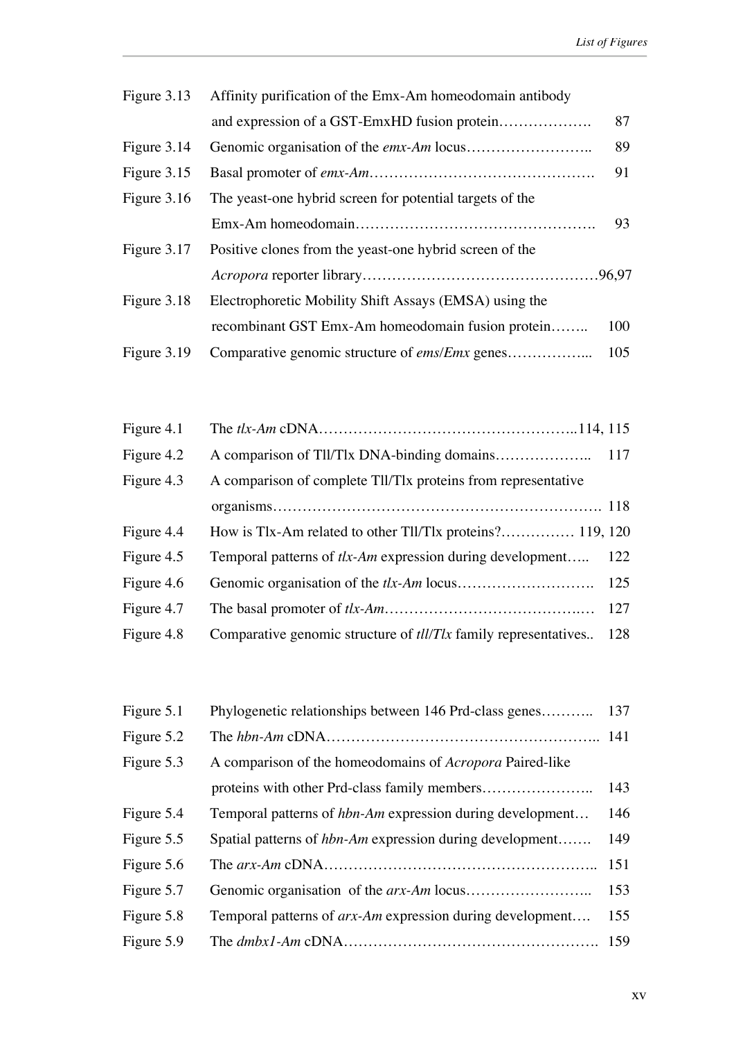| | | |
|---|---|---|
| Figure 3.13 | Affinity purification of the Emx-Am homeodomain antibody and expression of a GST-EmxHD fusion protein………………. | 87 |
| Figure 3.14 | Genomic organisation of the *emx-Am* locus…………………….. | 89 |
| Figure 3.15 | Basal promoter of *emx-Am*………………………………………. | 91 |
| Figure 3.16 | The yeast-one hybrid screen for potential targets of the Emx-Am homeodomain………………………………………. | 93 |
| Figure 3.17 | Positive clones from the yeast-one hybrid screen of the *Acropora* reporter library……………………………………… | 96,97 |
| Figure 3.18 | Electrophoretic Mobility Shift Assays (EMSA) using the recombinant GST Emx-Am homeodomain fusion protein…….. | 100 |
| Figure 3.19 | Comparative genomic structure of *ems*/*Emx* genes……………... | 105 |
| | | |
| Figure 4.1 | The *tlx-Am* cDNA…………………………………………….. | 114, 115 |
| Figure 4.2 | A comparison of Tll/Tlx DNA-binding domains……………….. | 117 |
| Figure 4.3 | A comparison of complete Tll/Tlx proteins from representative organisms………………………………………………………. | 118 |
| Figure 4.4 | How is Tlx-Am related to other Tll/Tlx proteins?…………… | 119, 120 |
| Figure 4.5 | Temporal patterns of *tlx-Am* expression during development….. | 122 |
| Figure 4.6 | Genomic organisation of the *tlx-Am* locus………………………. | 125 |
| Figure 4.7 | The basal promoter of *tlx-Am*…………………………………… | 127 |
| Figure 4.8 | Comparative genomic structure of *tll*/*Tlx* family representatives.. | 128 |
| | | |
| Figure 5.1 | Phylogenetic relationships between 146 Prd-class genes……….. | 137 |
| Figure 5.2 | The *hbn-Am* cDNA…………………………………………….. | 141 |
| Figure 5.3 | A comparison of the homeodomains of *Acropora* Paired-like proteins with other Prd-class family members………………….. | 143 |
| Figure 5.4 | Temporal patterns of *hbn-Am* expression during development… | 146 |
| Figure 5.5 | Spatial patterns of *hbn-Am* expression during development……. | 149 |
| Figure 5.6 | The *arx-Am* cDNA…………………………………………….. | 151 |
| Figure 5.7 | Genomic organisation of the *arx-Am* locus…………………….. | 153 |
| Figure 5.8 | Temporal patterns of *arx-Am* expression during development…. | 155 |
| Figure 5.9 | The *dmbx1-Am* cDNA…………………………………………. | 159 |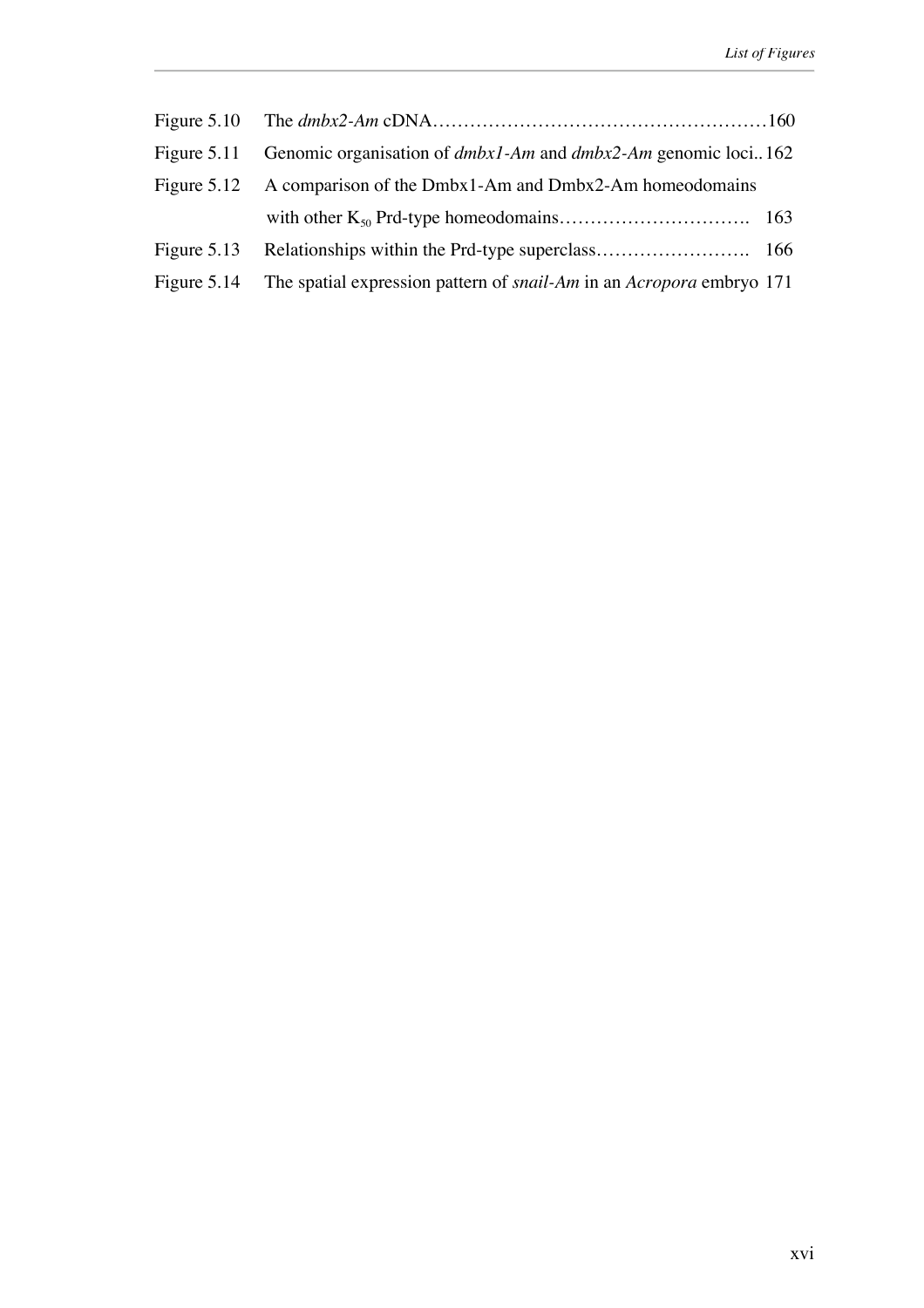| | | |
|---|---|---|
| Figure 5.10 | The *dmbx2-Am* cDNA | 160 |
| Figure 5.11 | Genomic organisation of *dmbx1-Am* and *dmbx2-Am* genomic loci | 162 |
| Figure 5.12 | A comparison of the Dmbx1-Am and Dmbx2-Am homeodomains with other $K_{50}$ Prd-type homeodomains | 163 |
| Figure 5.13 | Relationships within the Prd-type superclass | 166 |
| Figure 5.14 | The spatial expression pattern of *snail-Am* in an *Acropora* embryo | 171 |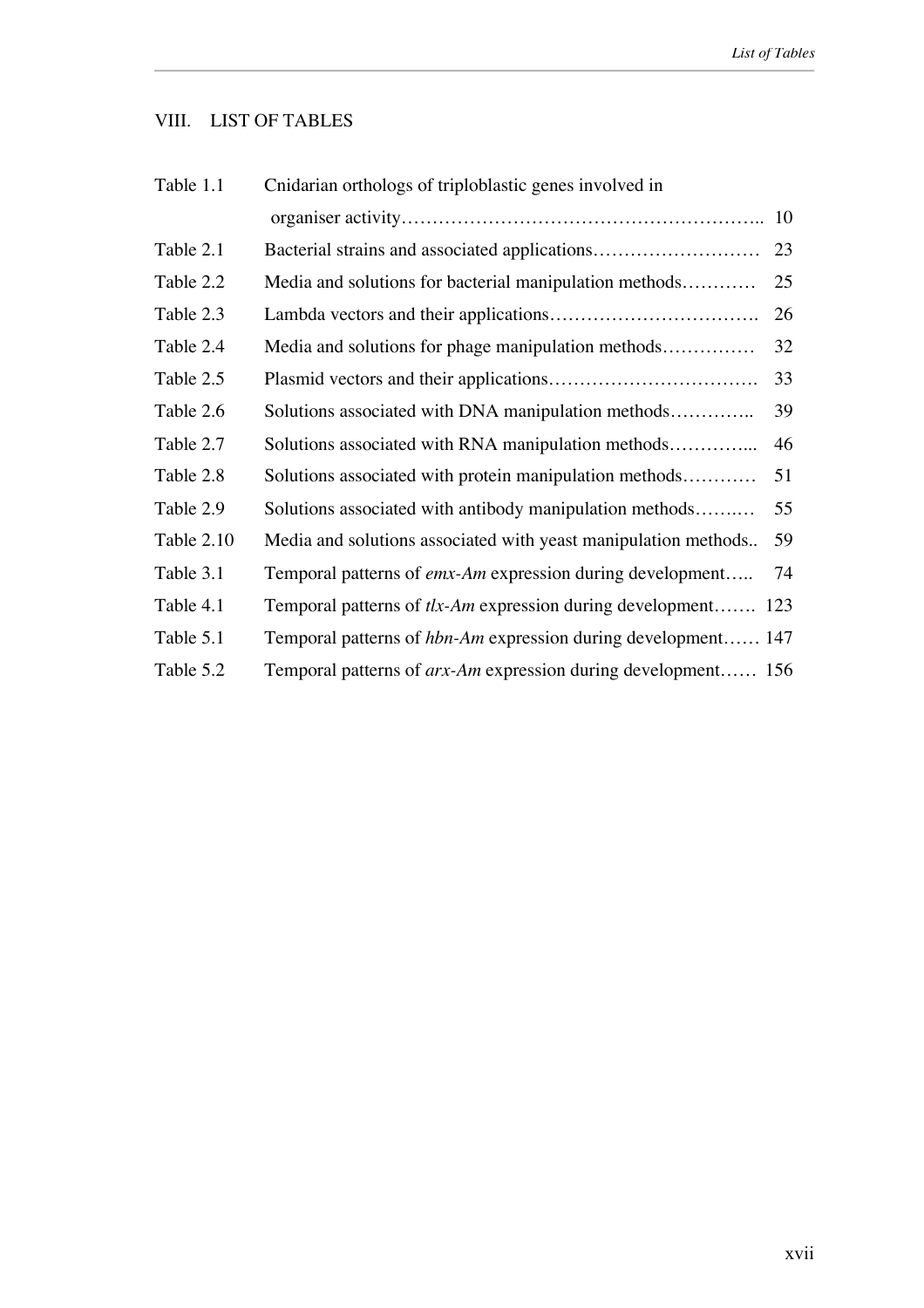# VIII. LIST OF TABLES

| | | |
|---|---|---|
| Table 1.1 | Cnidarian orthologs of triploblastic genes involved in organiser activity | 10 |
| Table 2.1 | Bacterial strains and associated applications | 23 |
| Table 2.2 | Media and solutions for bacterial manipulation methods | 25 |
| Table 2.3 | Lambda vectors and their applications | 26 |
| Table 2.4 | Media and solutions for phage manipulation methods | 32 |
| Table 2.5 | Plasmid vectors and their applications | 33 |
| Table 2.6 | Solutions associated with DNA manipulation methods | 39 |
| Table 2.7 | Solutions associated with RNA manipulation methods | 46 |
| Table 2.8 | Solutions associated with protein manipulation methods | 51 |
| Table 2.9 | Solutions associated with antibody manipulation methods | 55 |
| Table 2.10 | Media and solutions associated with yeast manipulation methods | 59 |
| Table 3.1 | Temporal patterns of *emx-Am* expression during development | 74 |
| Table 4.1 | Temporal patterns of *tlx-Am* expression during development | 123 |
| Table 5.1 | Temporal patterns of *hbn-Am* expression during development | 147 |
| Table 5.2 | Temporal patterns of *arx-Am* expression during development | 156 |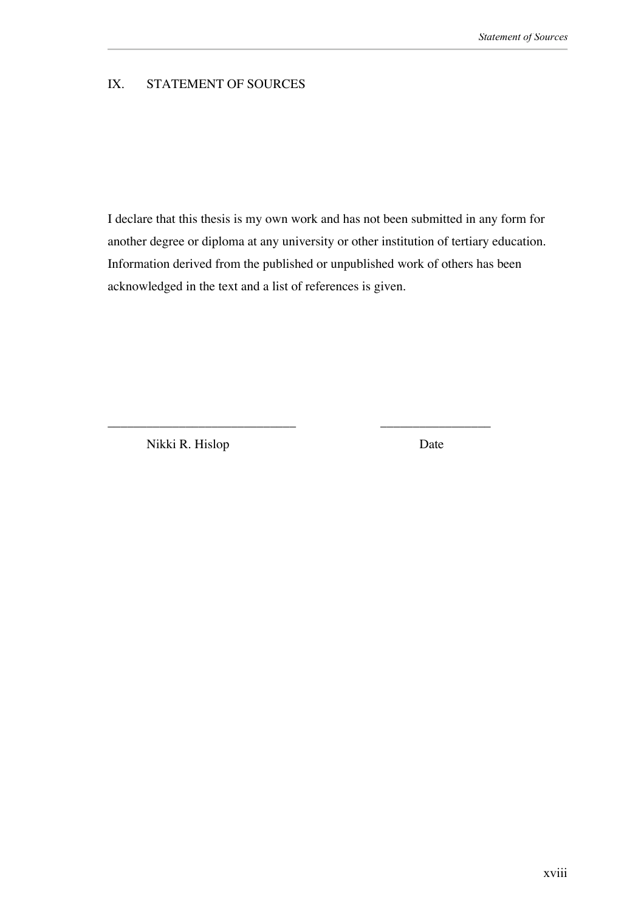# IX. STATEMENT OF SOURCES

I declare that this thesis is my own work and has not been submitted in any form for another degree or diploma at any university or other institution of tertiary education. Information derived from the published or unpublished work of others has been acknowledged in the text and a list of references is given.

_____________________________ _________________

Nikki R. Hislop Date